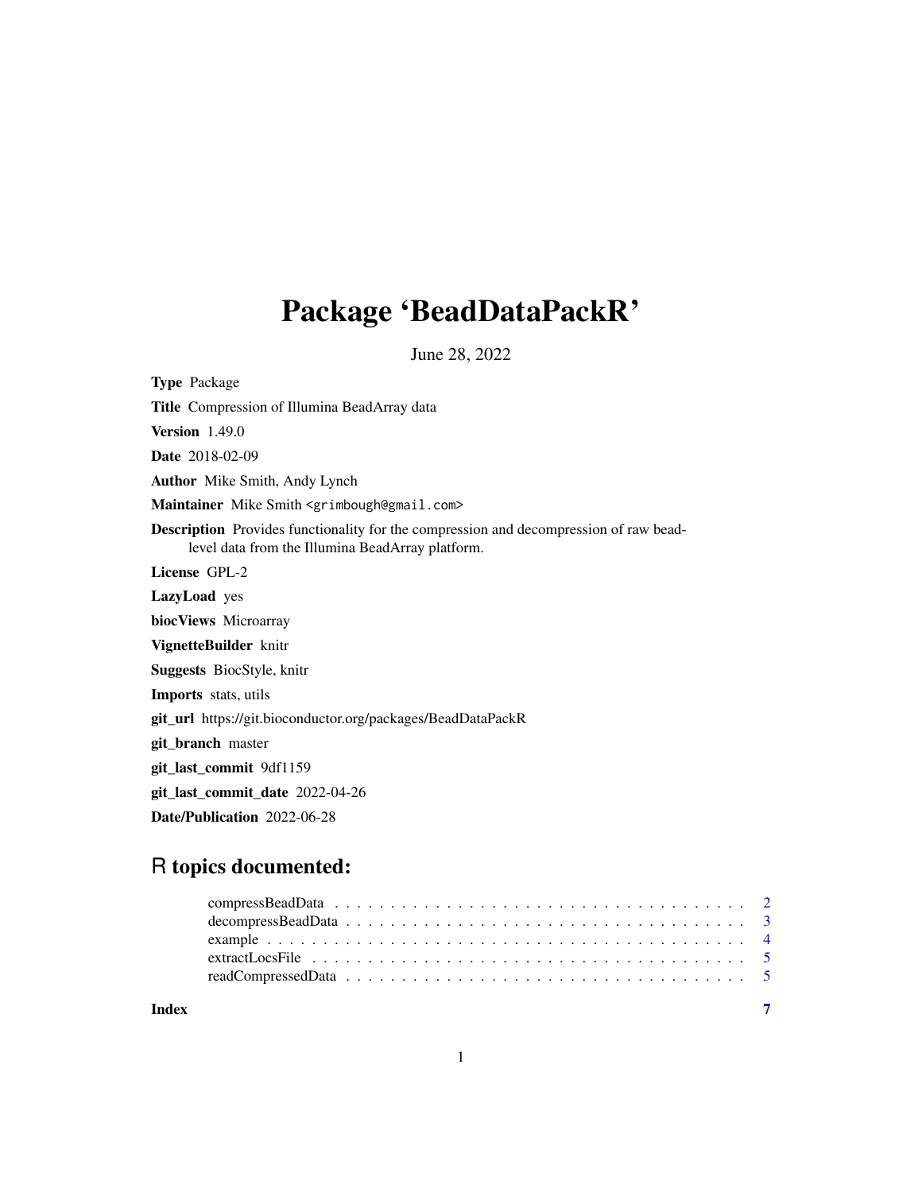# Package 'BeadDataPackR'

June 28, 2022

**Type** Package

**Title** Compression of Illumina BeadArray data

**Version** 1.49.0

**Date** 2018-02-09

**Author** Mike Smith, Andy Lynch

**Maintainer** Mike Smith <grimbough@gmail.com>

**Description** Provides functionality for the compression and decompression of raw bead-level data from the Illumina BeadArray platform.

**License** GPL-2

**LazyLoad** yes

**biocViews** Microarray

**VignetteBuilder** knitr

**Suggests** BiocStyle, knitr

**Imports** stats, utils

**git_url** https://git.bioconductor.org/packages/BeadDataPackR

**git_branch** master

**git_last_commit** 9df1159

**git_last_commit_date** 2022-04-26

**Date/Publication** 2022-06-28

## R topics documented:

- compressBeadData . . . . . . . . . . . . . . . . . . . . . . . . . . . . . . . . . . . . 2
- decompressBeadData . . . . . . . . . . . . . . . . . . . . . . . . . . . . . . . . . . . 3
- example . . . . . . . . . . . . . . . . . . . . . . . . . . . . . . . . . . . . . . . . . 4
- extractLocsFile . . . . . . . . . . . . . . . . . . . . . . . . . . . . . . . . . . . . . 5
- readCompressedData . . . . . . . . . . . . . . . . . . . . . . . . . . . . . . . . . . . 5

**Index** 7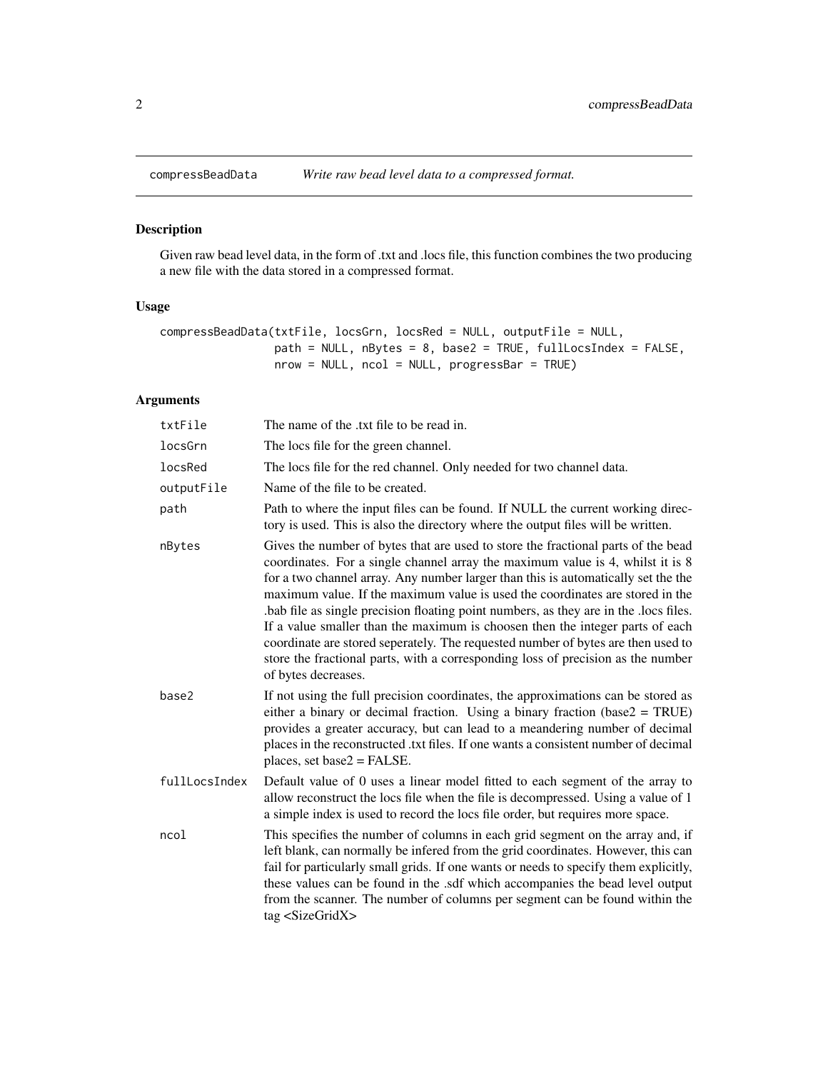compressBeadData — *Write raw bead level data to a compressed format.*

## Description

Given raw bead level data, in the form of .txt and .locs file, this function combines the two producing a new file with the data stored in a compressed format.

## Usage

```
compressBeadData(txtFile, locsGrn, locsRed = NULL, outputFile = NULL,
                 path = NULL, nBytes = 8, base2 = TRUE, fullLocsIndex = FALSE,
                 nrow = NULL, ncol = NULL, progressBar = TRUE)
```

## Arguments

| Argument | Description |
| --- | --- |
| `txtFile` | The name of the .txt file to be read in. |
| `locsGrn` | The locs file for the green channel. |
| `locsRed` | The locs file for the red channel. Only needed for two channel data. |
| `outputFile` | Name of the file to be created. |
| `path` | Path to where the input files can be found. If NULL the current working directory is used. This is also the directory where the output files will be written. |
| `nBytes` | Gives the number of bytes that are used to store the fractional parts of the bead coordinates. For a single channel array the maximum value is 4, whilst it is 8 for a two channel array. Any number larger than this is automatically set the the maximum value. If the maximum value is used the coordinates are stored in the .bab file as single precision floating point numbers, as they are in the .locs files. If a value smaller than the maximum is choosen then the integer parts of each coordinate are stored seperately. The requested number of bytes are then used to store the fractional parts, with a corresponding loss of precision as the number of bytes decreases. |
| `base2` | If not using the full precision coordinates, the approximations can be stored as either a binary or decimal fraction. Using a binary fraction (base2 = TRUE) provides a greater accuracy, but can lead to a meandering number of decimal places in the reconstructed .txt files. If one wants a consistent number of decimal places, set base2 = FALSE. |
| `fullLocsIndex` | Default value of 0 uses a linear model fitted to each segment of the array to allow reconstruct the locs file when the file is decompressed. Using a value of 1 a simple index is used to record the locs file order, but requires more space. |
| `ncol` | This specifies the number of columns in each grid segment on the array and, if left blank, can normally be infered from the grid coordinates. However, this can fail for particularly small grids. If one wants or needs to specify them explicitly, these values can be found in the .sdf which accompanies the bead level output from the scanner. The number of columns per segment can be found within the tag <SizeGridX> |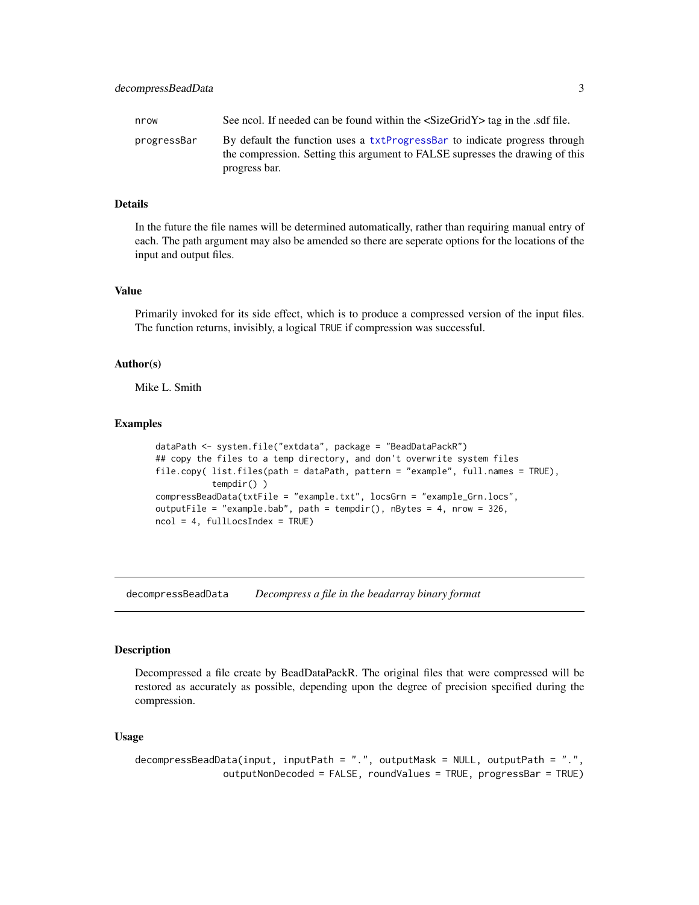| | |
|---|---|
| nrow | See ncol. If needed can be found within the <SizeGridY> tag in the .sdf file. |
| progressBar | By default the function uses a txtProgressBar to indicate progress through the compression. Setting this argument to FALSE supresses the drawing of this progress bar. |

### Details

In the future the file names will be determined automatically, rather than requiring manual entry of each. The path argument may also be amended so there are seperate options for the locations of the input and output files.

### Value

Primarily invoked for its side effect, which is to produce a compressed version of the input files. The function returns, invisibly, a logical TRUE if compression was successful.

### Author(s)

Mike L. Smith

### Examples

```
dataPath <- system.file("extdata", package = "BeadDataPackR")
## copy the files to a temp directory, and don't overwrite system files
file.copy( list.files(path = dataPath, pattern = "example", full.names = TRUE),
           tempdir() )
compressBeadData(txtFile = "example.txt", locsGrn = "example_Grn.locs",
outputFile = "example.bab", path = tempdir(), nBytes = 4, nrow = 326,
ncol = 4, fullLocsIndex = TRUE)
```

---

## decompressBeadData — *Decompress a file in the beadarray binary format*

---

### Description

Decompressed a file create by BeadDataPackR. The original files that were compressed will be restored as accurately as possible, depending upon the degree of precision specified during the compression.

### Usage

```
decompressBeadData(input, inputPath = ".", outputMask = NULL, outputPath = ".",
                   outputNonDecoded = FALSE, roundValues = TRUE, progressBar = TRUE)
```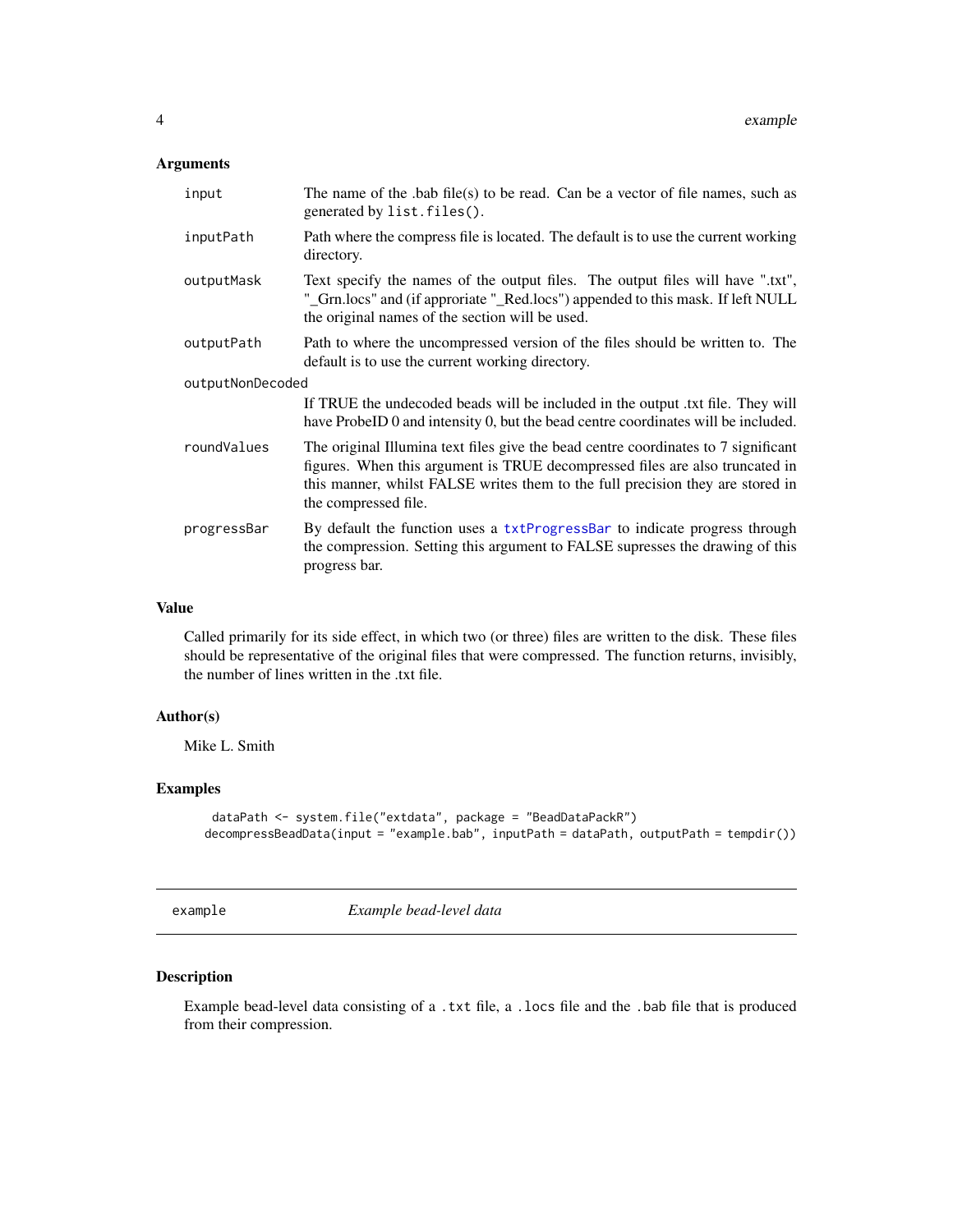### Arguments

| | |
|---|---|
| `input` | The name of the .bab file(s) to be read. Can be a vector of file names, such as generated by `list.files()`. |
| `inputPath` | Path where the compress file is located. The default is to use the current working directory. |
| `outputMask` | Text specify the names of the output files. The output files will have ".txt", "_Grn.locs" and (if approriate "_Red.locs") appended to this mask. If left NULL the original names of the section will be used. |
| `outputPath` | Path to where the uncompressed version of the files should be written to. The default is to use the current working directory. |
| `outputNonDecoded` | If TRUE the undecoded beads will be included in the output .txt file. They will have ProbeID 0 and intensity 0, but the bead centre coordinates will be included. |
| `roundValues` | The original Illumina text files give the bead centre coordinates to 7 significant figures. When this argument is TRUE decompressed files are also truncated in this manner, whilst FALSE writes them to the full precision they are stored in the compressed file. |
| `progressBar` | By default the function uses a `txtProgressBar` to indicate progress through the compression. Setting this argument to FALSE supresses the drawing of this progress bar. |

### Value

Called primarily for its side effect, in which two (or three) files are written to the disk. These files should be representative of the original files that were compressed. The function returns, invisibly, the number of lines written in the .txt file.

### Author(s)

Mike L. Smith

### Examples

```
dataPath <- system.file("extdata", package = "BeadDataPackR")
decompressBeadData(input = "example.bab", inputPath = dataPath, outputPath = tempdir())
```

---

## `example` *Example bead-level data*

---

### Description

Example bead-level data consisting of a `.txt` file, a `.locs` file and the `.bab` file that is produced from their compression.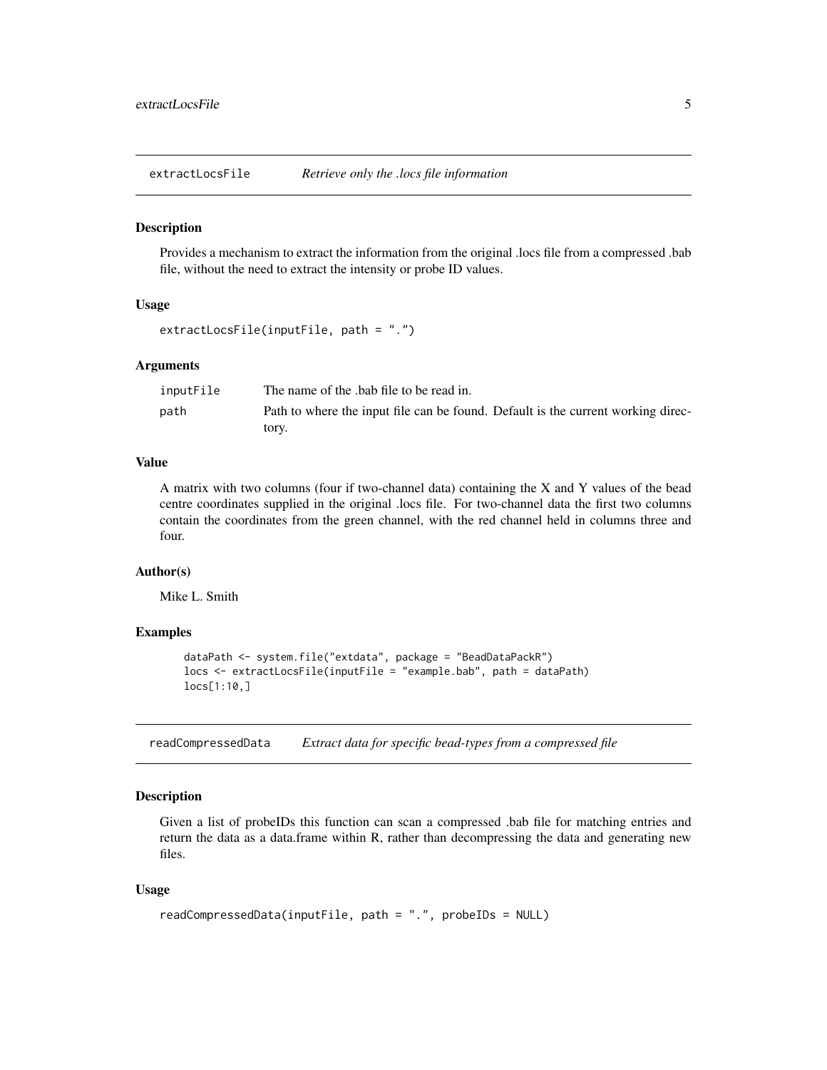## extractLocsFile — *Retrieve only the .locs file information*

### Description

Provides a mechanism to extract the information from the original .locs file from a compressed .bab file, without the need to extract the intensity or probe ID values.

### Usage

```
extractLocsFile(inputFile, path = ".")
```

### Arguments

| | |
|---|---|
| inputFile | The name of the .bab file to be read in. |
| path | Path to where the input file can be found. Default is the current working directory. |

### Value

A matrix with two columns (four if two-channel data) containing the X and Y values of the bead centre coordinates supplied in the original .locs file. For two-channel data the first two columns contain the coordinates from the green channel, with the red channel held in columns three and four.

### Author(s)

Mike L. Smith

### Examples

```
dataPath <- system.file("extdata", package = "BeadDataPackR")
locs <- extractLocsFile(inputFile = "example.bab", path = dataPath)
locs[1:10,]
```

## readCompressedData — *Extract data for specific bead-types from a compressed file*

### Description

Given a list of probeIDs this function can scan a compressed .bab file for matching entries and return the data as a data.frame within R, rather than decompressing the data and generating new files.

### Usage

```
readCompressedData(inputFile, path = ".", probeIDs = NULL)
```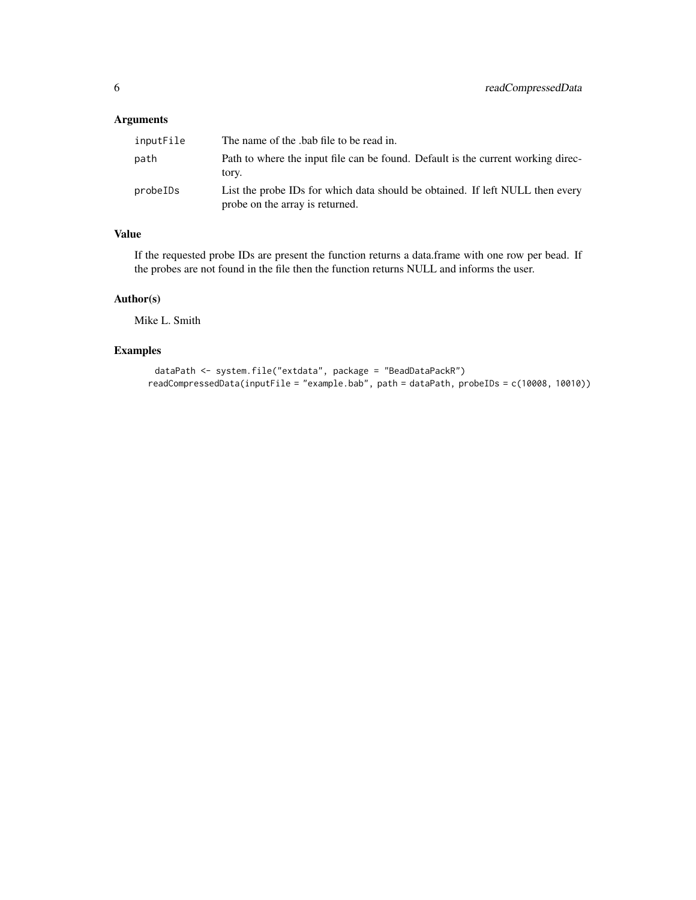## Arguments

| | |
|---|---|
| inputFile | The name of the .bab file to be read in. |
| path | Path to where the input file can be found. Default is the current working directory. |
| probeIDs | List the probe IDs for which data should be obtained. If left NULL then every probe on the array is returned. |

## Value

If the requested probe IDs are present the function returns a data.frame with one row per bead. If the probes are not found in the file then the function returns NULL and informs the user.

## Author(s)

Mike L. Smith

## Examples

```
dataPath <- system.file("extdata", package = "BeadDataPackR")
readCompressedData(inputFile = "example.bab", path = dataPath, probeIDs = c(10008, 10010))
```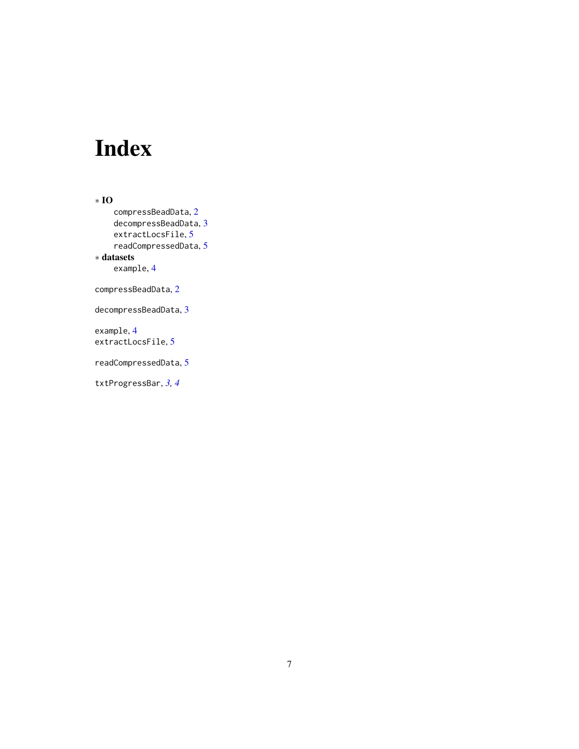# Index

* **IO**
  - compressBeadData, 2
  - decompressBeadData, 3
  - extractLocsFile, 5
  - readCompressedData, 5
* **datasets**
  - example, 4

compressBeadData, 2

decompressBeadData, 3

example, 4
extractLocsFile, 5

readCompressedData, 5

txtProgressBar, *3, 4*